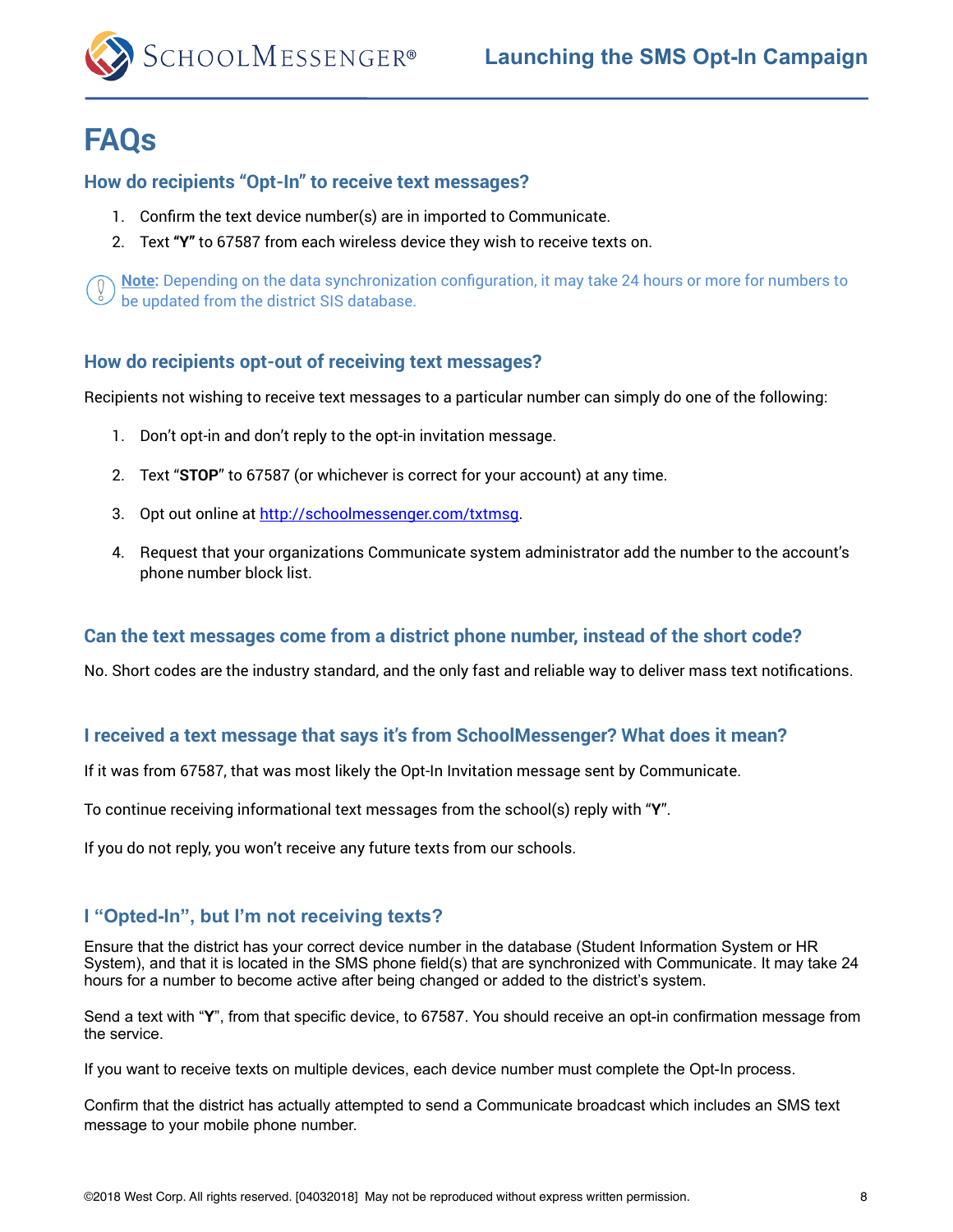# FAQs

### How do recipients "Opt-In" to receive text messages?

1. Confirm the text device number(s) are in imported to Communicate.
2. Text **"Y"** to 67587 from each wireless device they wish to receive texts on.

**Note:** Depending on the data synchronization configuration, it may take 24 hours or more for numbers to be updated from the district SIS database.

### How do recipients opt-out of receiving text messages?

Recipients not wishing to receive text messages to a particular number can simply do one of the following:

1. Don't opt-in and don't reply to the opt-in invitation message.
2. Text "**STOP**" to 67587 (or whichever is correct for your account) at any time.
3. Opt out online at http://schoolmessenger.com/txtmsg.
4. Request that your organizations Communicate system administrator add the number to the account's phone number block list.

### Can the text messages come from a district phone number, instead of the short code?

No. Short codes are the industry standard, and the only fast and reliable way to deliver mass text notifications.

### I received a text message that says it's from SchoolMessenger? What does it mean?

If it was from 67587, that was most likely the Opt-In Invitation message sent by Communicate.

To continue receiving informational text messages from the school(s) reply with "**Y**".

If you do not reply, you won't receive any future texts from our schools.

### I "Opted-In", but I'm not receiving texts?

Ensure that the district has your correct device number in the database (Student Information System or HR System), and that it is located in the SMS phone field(s) that are synchronized with Communicate. It may take 24 hours for a number to become active after being changed or added to the district's system.

Send a text with "**Y**", from that specific device, to 67587. You should receive an opt-in confirmation message from the service.

If you want to receive texts on multiple devices, each device number must complete the Opt-In process.

Confirm that the district has actually attempted to send a Communicate broadcast which includes an SMS text message to your mobile phone number.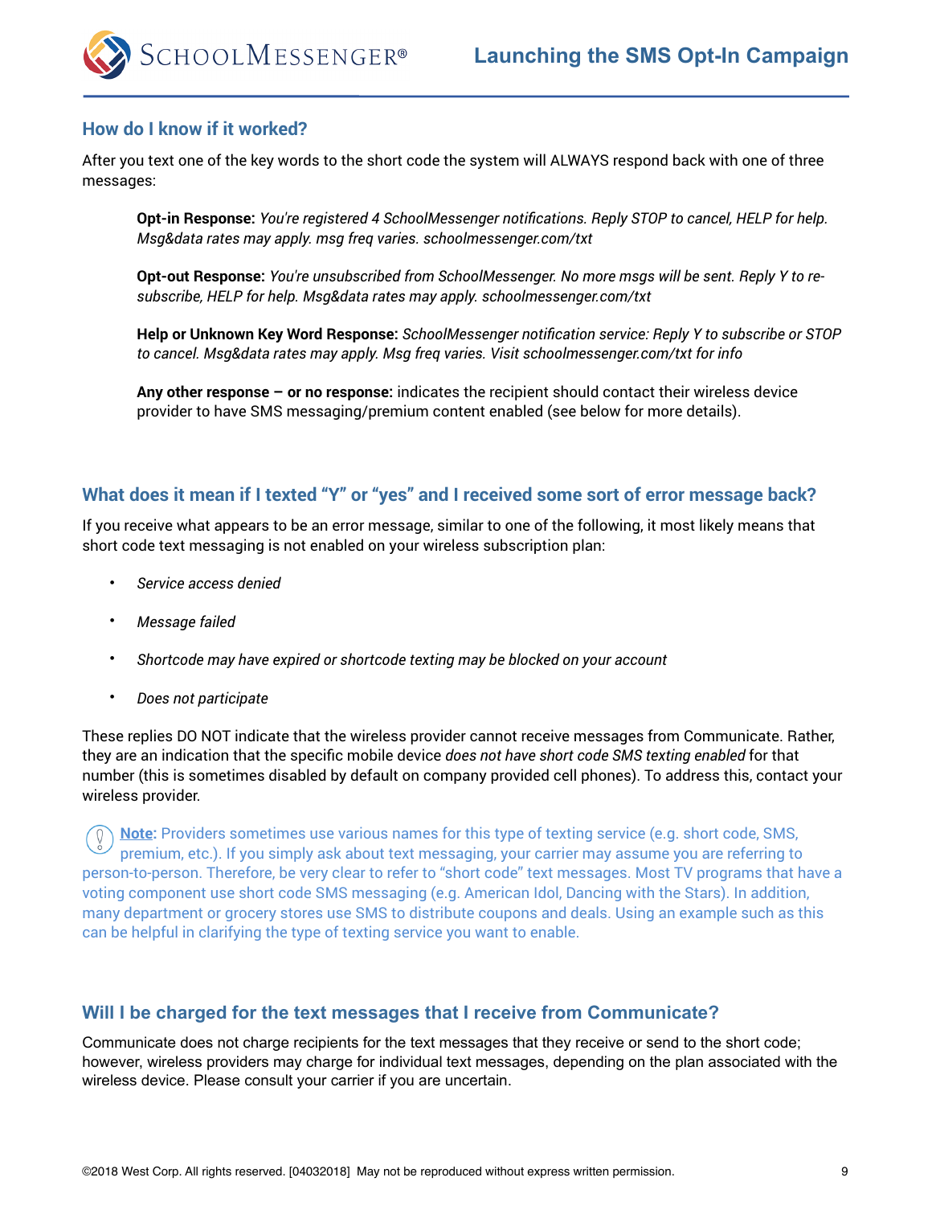## How do I know if it worked?

After you text one of the key words to the short code the system will ALWAYS respond back with one of three messages:

> **Opt-in Response:** *You're registered 4 SchoolMessenger notifications. Reply STOP to cancel, HELP for help. Msg&data rates may apply. msg freq varies. schoolmessenger.com/txt*
>
> **Opt-out Response:** *You're unsubscribed from SchoolMessenger. No more msgs will be sent. Reply Y to re-subscribe, HELP for help. Msg&data rates may apply. schoolmessenger.com/txt*
>
> **Help or Unknown Key Word Response:** *SchoolMessenger notification service: Reply Y to subscribe or STOP to cancel. Msg&data rates may apply. Msg freq varies. Visit schoolmessenger.com/txt for info*
>
> **Any other response – or no response:** indicates the recipient should contact their wireless device provider to have SMS messaging/premium content enabled (see below for more details).

## What does it mean if I texted "Y" or "yes" and I received some sort of error message back?

If you receive what appears to be an error message, similar to one of the following, it most likely means that short code text messaging is not enabled on your wireless subscription plan:

- *Service access denied*
- *Message failed*
- *Shortcode may have expired or shortcode texting may be blocked on your account*
- *Does not participate*

These replies DO NOT indicate that the wireless provider cannot receive messages from Communicate. Rather, they are an indication that the specific mobile device *does not have short code SMS texting enabled* for that number (this is sometimes disabled by default on company provided cell phones). To address this, contact your wireless provider.

**Note:** Providers sometimes use various names for this type of texting service (e.g. short code, SMS, premium, etc.). If you simply ask about text messaging, your carrier may assume you are referring to person-to-person. Therefore, be very clear to refer to "short code" text messages. Most TV programs that have a voting component use short code SMS messaging (e.g. American Idol, Dancing with the Stars). In addition, many department or grocery stores use SMS to distribute coupons and deals. Using an example such as this can be helpful in clarifying the type of texting service you want to enable.

## Will I be charged for the text messages that I receive from Communicate?

Communicate does not charge recipients for the text messages that they receive or send to the short code; however, wireless providers may charge for individual text messages, depending on the plan associated with the wireless device. Please consult your carrier if you are uncertain.

©2018 West Corp. All rights reserved. [04032018] May not be reproduced without express written permission.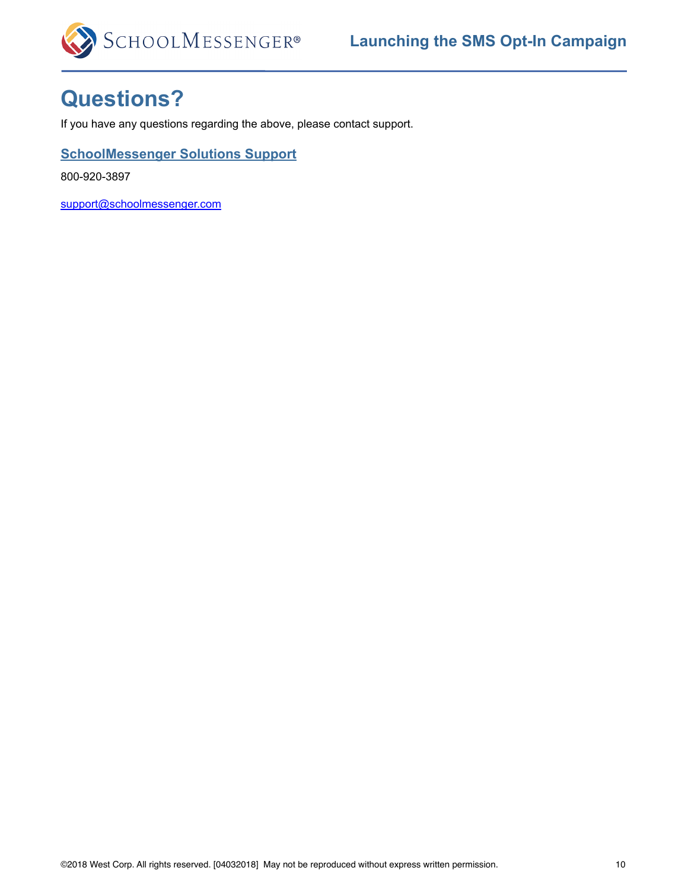# Questions?

If you have any questions regarding the above, please contact support.

## SchoolMessenger Solutions Support

800-920-3897

support@schoolmessenger.com

©2018 West Corp. All rights reserved. [04032018] May not be reproduced without express written permission.